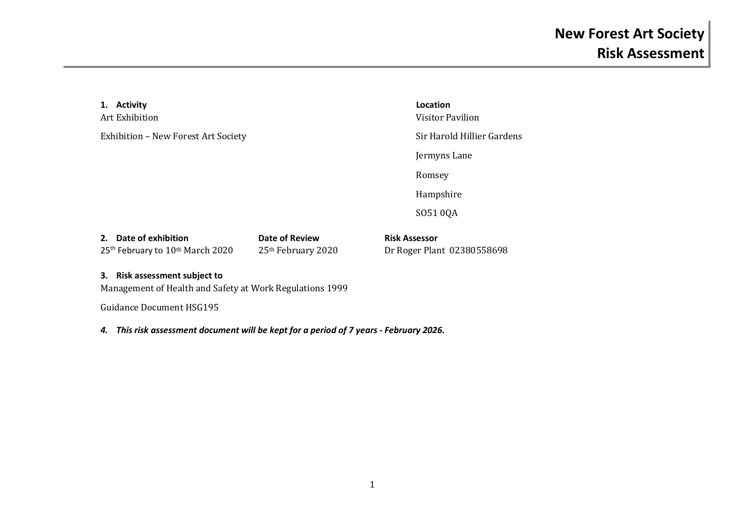# New Forest Art Society
# Risk Assessment

**1. Activity**

Art Exhibition

Exhibition – New Forest Art Society

**Location**

Visitor Pavilion

Sir Harold Hillier Gardens

Jermyns Lane

Romsey

Hampshire

SO51 0QA

| **2. Date of exhibition** | **Date of Review** | **Risk Assessor** |
|---|---|---|
| 25th February to 10th March 2020 | 25th February 2020 | Dr Roger Plant 02380558698 |

**3. Risk assessment subject to**

Management of Health and Safety at Work Regulations 1999

Guidance Document HSG195

***4. This risk assessment document will be kept for a period of 7 years - February 2026.***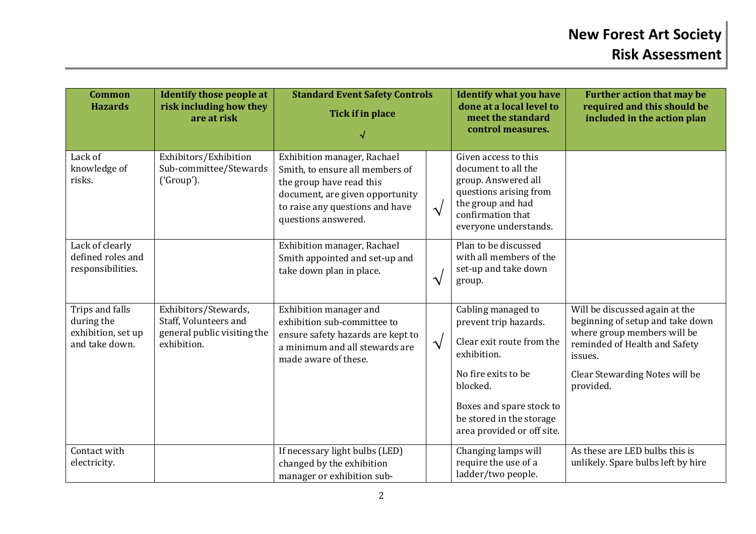| Common Hazards | Identify those people at risk including how they are at risk | Standard Event Safety Controls<br><br>Tick if in place<br><br>√ | | Identify what you have done at a local level to meet the standard control measures. | Further action that may be required and this should be included in the action plan |
|---|---|---|---|---|---|
| Lack of knowledge of risks. | Exhibitors/Exhibition Sub-committee/Stewards ('Group'). | Exhibition manager, Rachael Smith, to ensure all members of the group have read this document, are given opportunity to raise any questions and have questions answered. | √ | Given access to this document to all the group. Answered all questions arising from the group and had confirmation that everyone understands. | |
| Lack of clearly defined roles and responsibilities. | | Exhibition manager, Rachael Smith appointed and set-up and take down plan in place. | √ | Plan to be discussed with all members of the set-up and take down group. | |
| Trips and falls during the exhibition, set up and take down. | Exhibitors/Stewards, Staff, Volunteers and general public visiting the exhibition. | Exhibition manager and exhibition sub-committee to ensure safety hazards are kept to a minimum and all stewards are made aware of these. | √ | Cabling managed to prevent trip hazards.<br><br>Clear exit route from the exhibition.<br><br>No fire exits to be blocked.<br><br>Boxes and spare stock to be stored in the storage area provided or off site. | Will be discussed again at the beginning of setup and take down where group members will be reminded of Health and Safety issues.<br><br>Clear Stewarding Notes will be provided. |
| Contact with electricity. | | If necessary light bulbs (LED) changed by the exhibition manager or exhibition sub- | | Changing lamps will require the use of a ladder/two people. | As these are LED bulbs this is unlikely. Spare bulbs left by hire |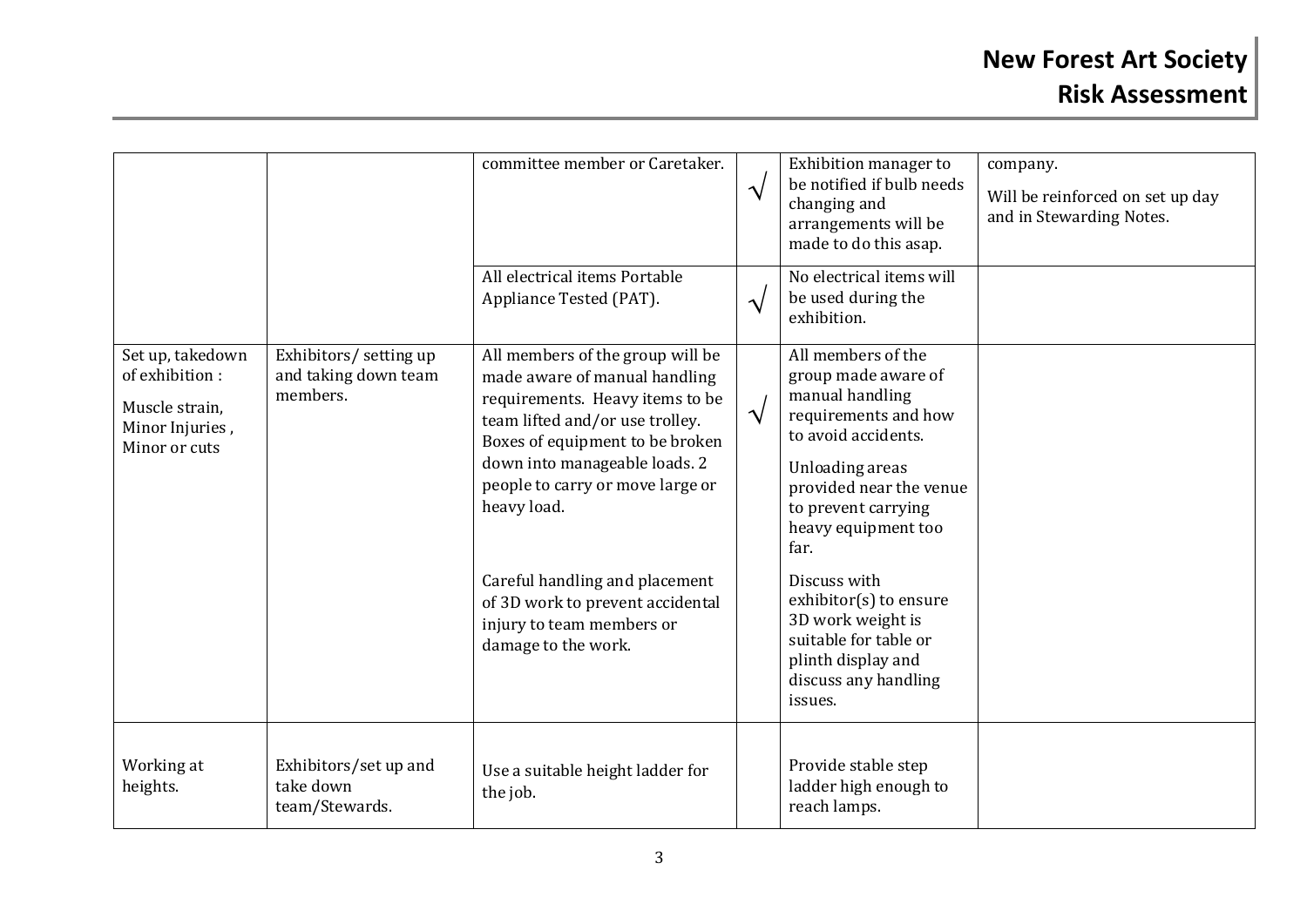| | | | | | |
|---|---|---|---|---|---|
| | | committee member or Caretaker. | √ | Exhibition manager to be notified if bulb needs changing and arrangements will be made to do this asap. | company.<br><br>Will be reinforced on set up day and in Stewarding Notes. |
| | | All electrical items Portable Appliance Tested (PAT). | √ | No electrical items will be used during the exhibition. | |
| Set up, takedown of exhibition :<br><br>Muscle strain, Minor Injuries , Minor or cuts | Exhibitors/ setting up and taking down team members. | All members of the group will be made aware of manual handling requirements. Heavy items to be team lifted and/or use trolley. Boxes of equipment to be broken down into manageable loads. 2 people to carry or move large or heavy load.<br><br>Careful handling and placement of 3D work to prevent accidental injury to team members or damage to the work. | √ | All members of the group made aware of manual handling requirements and how to avoid accidents.<br><br>Unloading areas provided near the venue to prevent carrying heavy equipment too far.<br><br>Discuss with exhibitor(s) to ensure 3D work weight is suitable for table or plinth display and discuss any handling issues. | |
| Working at heights. | Exhibitors/set up and take down team/Stewards. | Use a suitable height ladder for the job. | | Provide stable step ladder high enough to reach lamps. | |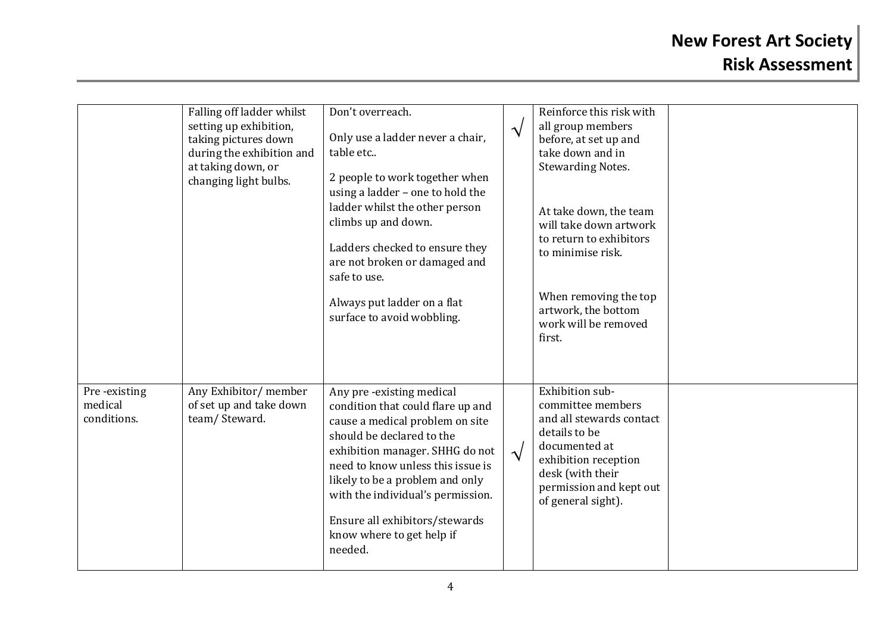| | | | | | |
|---|---|---|---|---|---|
| | Falling off ladder whilst setting up exhibition, taking pictures down during the exhibition and at taking down, or changing light bulbs. | Don't overreach.<br><br>Only use a ladder never a chair, table etc..<br><br>2 people to work together when using a ladder – one to hold the ladder whilst the other person climbs up and down.<br><br>Ladders checked to ensure they are not broken or damaged and safe to use.<br><br>Always put ladder on a flat surface to avoid wobbling. | √ | Reinforce this risk with all group members before, at set up and take down and in Stewarding Notes.<br><br>At take down, the team will take down artwork to return to exhibitors to minimise risk.<br><br>When removing the top artwork, the bottom work will be removed first. | |
| Pre -existing medical conditions. | Any Exhibitor/ member of set up and take down team/ Steward. | Any pre -existing medical condition that could flare up and cause a medical problem on site should be declared to the exhibition manager. SHHG do not need to know unless this issue is likely to be a problem and only with the individual's permission.<br><br>Ensure all exhibitors/stewards know where to get help if needed. | √ | Exhibition sub-committee members and all stewards contact details to be documented at exhibition reception desk (with their permission and kept out of general sight). | |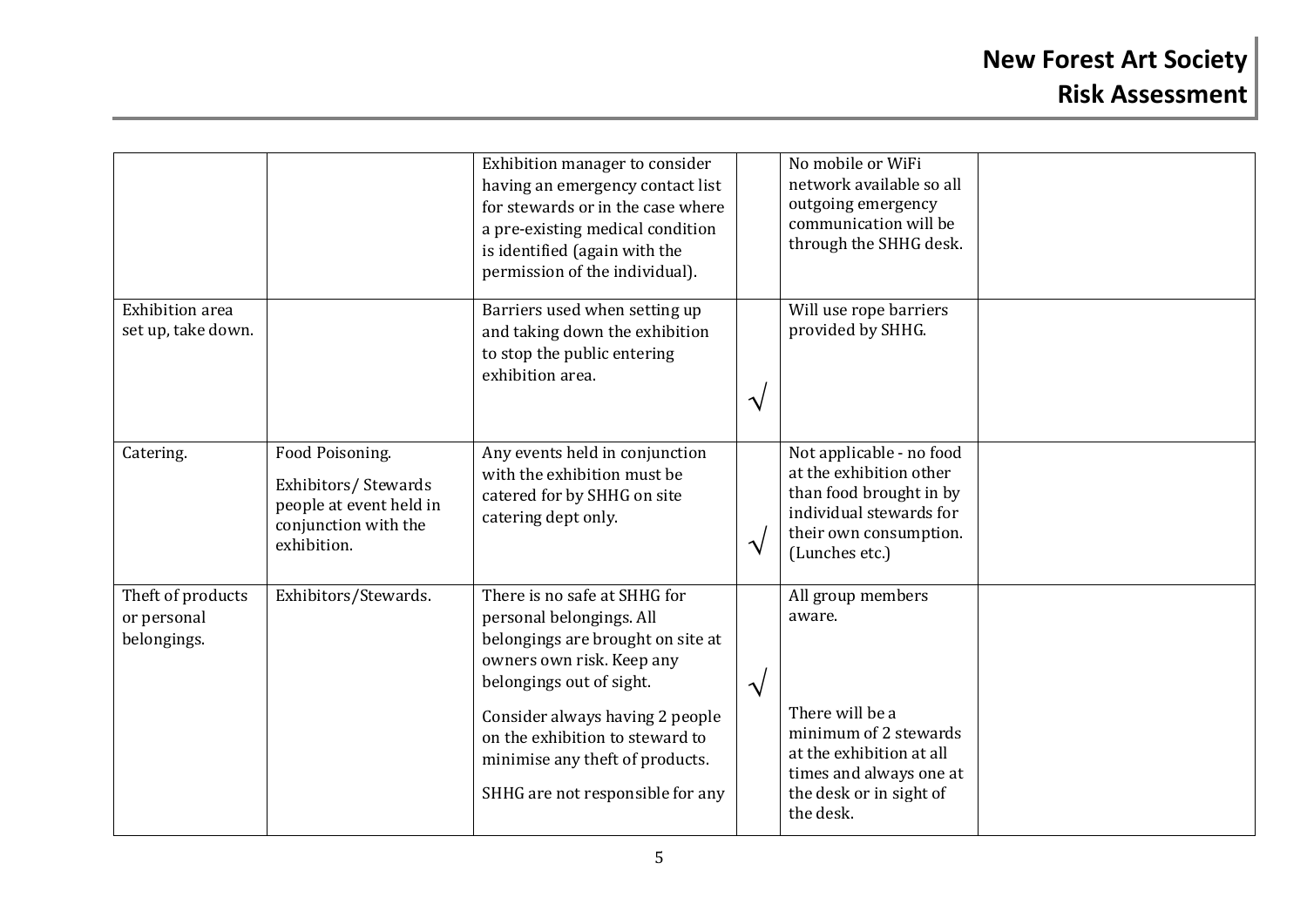| | | Exhibition manager to consider having an emergency contact list for stewards or in the case where a pre-existing medical condition is identified (again with the permission of the individual). | | No mobile or WiFi network available so all outgoing emergency communication will be through the SHHG desk. | |
|---|---|---|---|---|---|
| Exhibition area set up, take down. | | Barriers used when setting up and taking down the exhibition to stop the public entering exhibition area. | √ | Will use rope barriers provided by SHHG. | |
| Catering. | Food Poisoning.<br><br>Exhibitors/ Stewards people at event held in conjunction with the exhibition. | Any events held in conjunction with the exhibition must be catered for by SHHG on site catering dept only. | √ | Not applicable - no food at the exhibition other than food brought in by individual stewards for their own consumption. (Lunches etc.) | |
| Theft of products or personal belongings. | Exhibitors/Stewards. | There is no safe at SHHG for personal belongings. All belongings are brought on site at owners own risk. Keep any belongings out of sight.<br><br>Consider always having 2 people on the exhibition to steward to minimise any theft of products.<br><br>SHHG are not responsible for any | √ | All group members aware.<br><br>There will be a minimum of 2 stewards at the exhibition at all times and always one at the desk or in sight of the desk. | |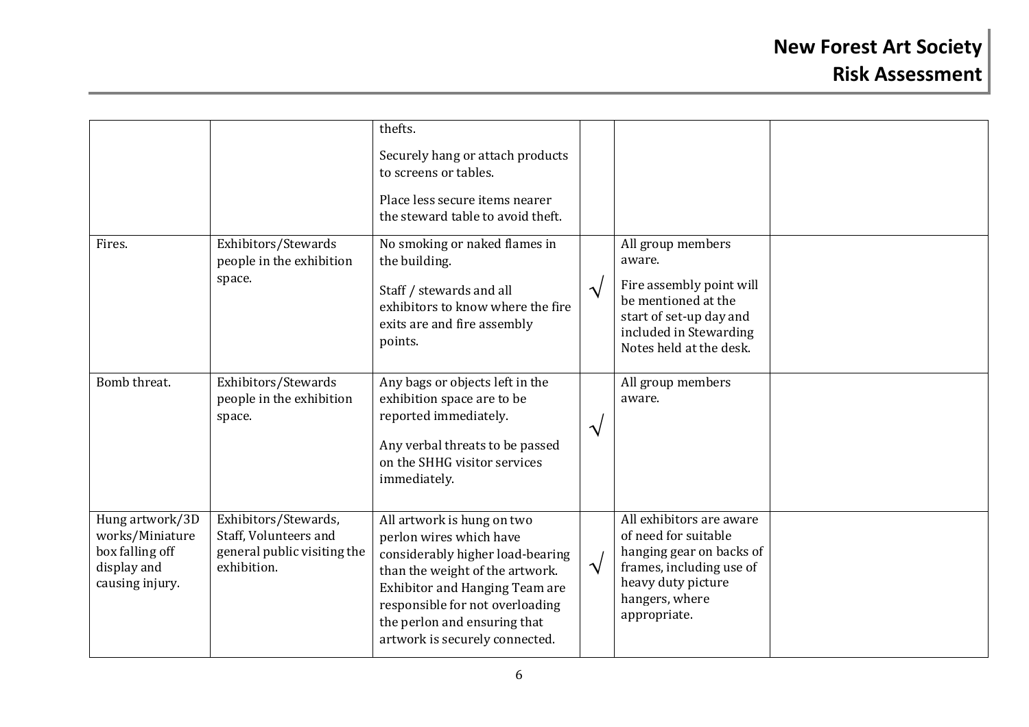| | | | | | |
|---|---|---|---|---|---|
| | | thefts.<br><br>Securely hang or attach products to screens or tables.<br><br>Place less secure items nearer the steward table to avoid theft. | | | |
| Fires. | Exhibitors/Stewards people in the exhibition space. | No smoking or naked flames in the building.<br><br>Staff / stewards and all exhibitors to know where the fire exits are and fire assembly points. | √ | All group members aware.<br><br>Fire assembly point will be mentioned at the start of set-up day and included in Stewarding Notes held at the desk. | |
| Bomb threat. | Exhibitors/Stewards people in the exhibition space. | Any bags or objects left in the exhibition space are to be reported immediately.<br><br>Any verbal threats to be passed on the SHHG visitor services immediately. | √ | All group members aware. | |
| Hung artwork/3D works/Miniature box falling off display and causing injury. | Exhibitors/Stewards, Staff, Volunteers and general public visiting the exhibition. | All artwork is hung on two perlon wires which have considerably higher load-bearing than the weight of the artwork. Exhibitor and Hanging Team are responsible for not overloading the perlon and ensuring that artwork is securely connected. | √ | All exhibitors are aware of need for suitable hanging gear on backs of frames, including use of heavy duty picture hangers, where appropriate. | |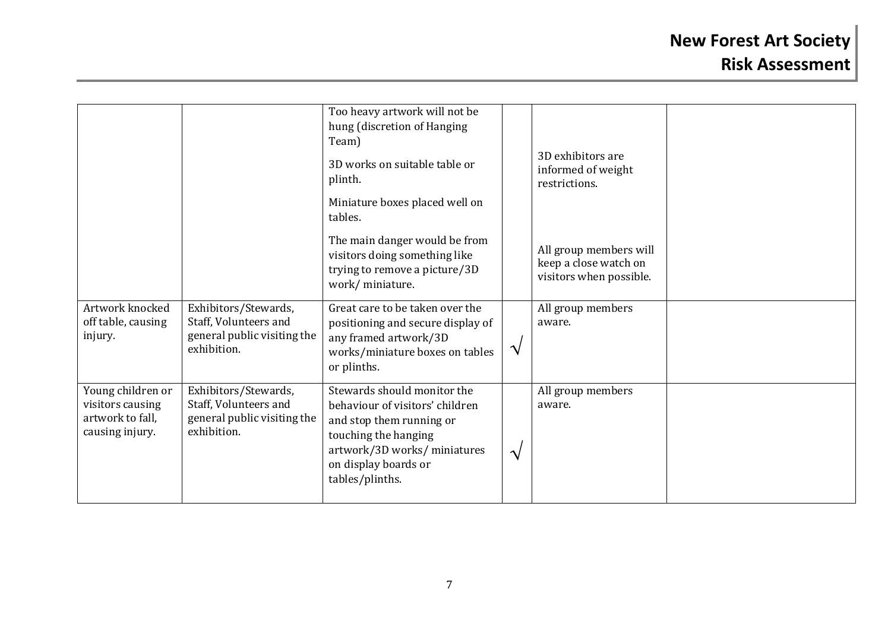|  |  |  |  |  |  |
|---|---|---|---|---|---|
|  |  | Too heavy artwork will not be hung (discretion of Hanging Team)<br><br>3D works on suitable table or plinth.<br><br>Miniature boxes placed well on tables.<br><br>The main danger would be from visitors doing something like trying to remove a picture/3D work/ miniature. |  | 3D exhibitors are informed of weight restrictions.<br><br>All group members will keep a close watch on visitors when possible. |  |
| Artwork knocked off table, causing injury. | Exhibitors/Stewards, Staff, Volunteers and general public visiting the exhibition. | Great care to be taken over the positioning and secure display of any framed artwork/3D works/miniature boxes on tables or plinths. | √ | All group members aware. |  |
| Young children or visitors causing artwork to fall, causing injury. | Exhibitors/Stewards, Staff, Volunteers and general public visiting the exhibition. | Stewards should monitor the behaviour of visitors' children and stop them running or touching the hanging artwork/3D works/ miniatures on display boards or tables/plinths. | √ | All group members aware. |  |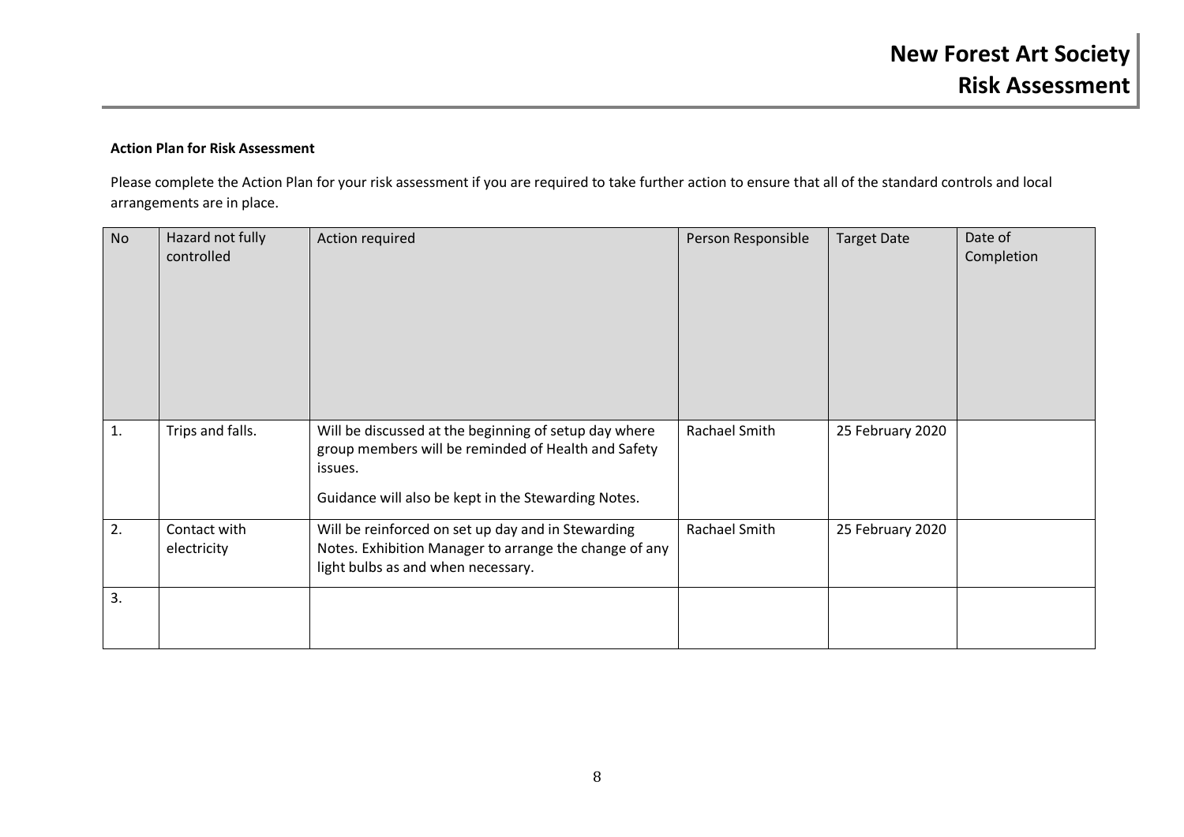**Action Plan for Risk Assessment**

Please complete the Action Plan for your risk assessment if you are required to take further action to ensure that all of the standard controls and local arrangements are in place.

| No | Hazard not fully controlled | Action required | Person Responsible | Target Date | Date of Completion |
|---|---|---|---|---|---|
| 1. | Trips and falls. | Will be discussed at the beginning of setup day where group members will be reminded of Health and Safety issues.<br><br>Guidance will also be kept in the Stewarding Notes. | Rachael Smith | 25 February 2020 | |
| 2. | Contact with electricity | Will be reinforced on set up day and in Stewarding Notes. Exhibition Manager to arrange the change of any light bulbs as and when necessary. | Rachael Smith | 25 February 2020 | |
| 3. | | | | | |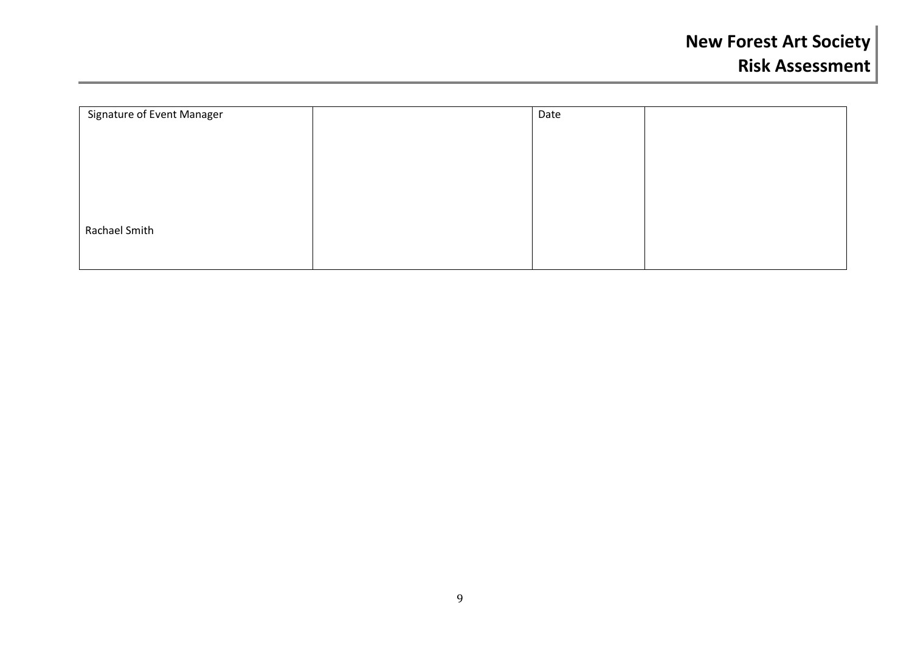| | | | |
|---|---|---|---|
| Signature of Event Manager<br><br><br><br><br>Rachael Smith | | Date | |